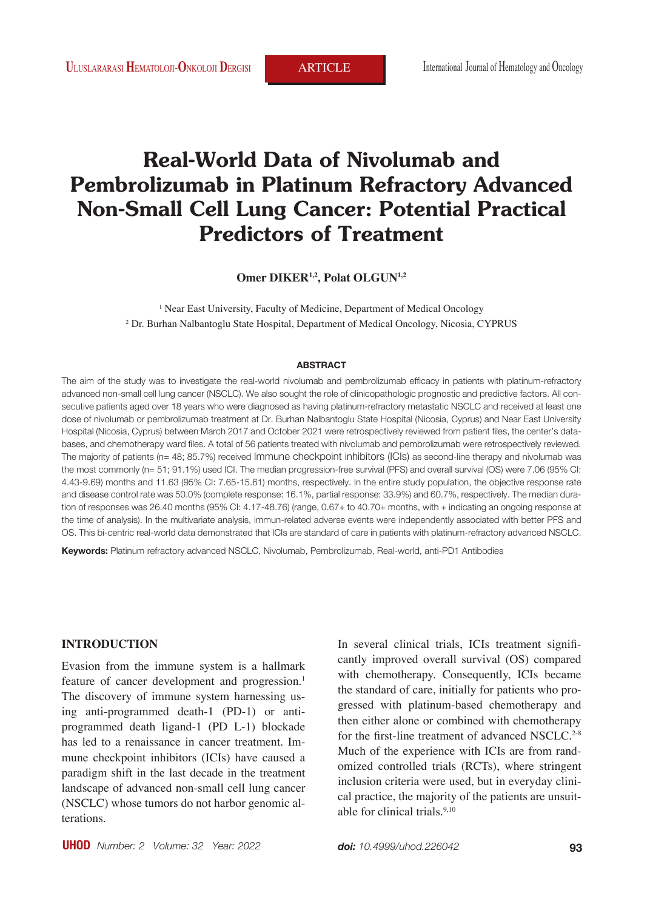# Real-World Data of Nivolumab and Pembrolizumab in Platinum Refractory Advanced Non-Small Cell Lung Cancer: Potential Practical Predictors of Treatment

**Omer DIKER[1,2], Polat OLGUN[1,2]**

[1] Near East University, Faculty of Medicine, Department of Medical Oncology
[2] Dr. Burhan Nalbantoglu State Hospital, Department of Medical Oncology, Nicosia, CYPRUS

## ABSTRACT

The aim of the study was to investigate the real-world nivolumab and pembrolizumab efficacy in patients with platinum-refractory advanced non-small cell lung cancer (NSCLC). We also sought the role of clinicopathologic prognostic and predictive factors. All consecutive patients aged over 18 years who were diagnosed as having platinum-refractory metastatic NSCLC and received at least one dose of nivolumab or pembrolizumab treatment at Dr. Burhan Nalbantoglu State Hospital (Nicosia, Cyprus) and Near East University Hospital (Nicosia, Cyprus) between March 2017 and October 2021 were retrospectively reviewed from patient files, the center's databases, and chemotherapy ward files. A total of 56 patients treated with nivolumab and pembrolizumab were retrospectively reviewed. The majority of patients (n= 48; 85.7%) received Immune checkpoint inhibitors (ICIs) as second-line therapy and nivolumab was the most commonly (n= 51; 91.1%) used ICI. The median progression-free survival (PFS) and overall survival (OS) were 7.06 (95% CI: 4.43-9.69) months and 11.63 (95% CI: 7.65-15.61) months, respectively. In the entire study population, the objective response rate and disease control rate was 50.0% (complete response: 16.1%, partial response: 33.9%) and 60.7%, respectively. The median duration of responses was 26.40 months (95% CI: 4.17-48.76) (range, 0.67+ to 40.70+ months, with + indicating an ongoing response at the time of analysis). In the multivariate analysis, immun-related adverse events were independently associated with better PFS and OS. This bi-centric real-world data demonstrated that ICIs are standard of care in patients with platinum-refractory advanced NSCLC.

**Keywords:** Platinum refractory advanced NSCLC, Nivolumab, Pembrolizumab, Real-world, anti-PD1 Antibodies

## INTRODUCTION

Evasion from the immune system is a hallmark feature of cancer development and progression.[1] The discovery of immune system harnessing using anti-programmed death-1 (PD-1) or anti-programmed death ligand-1 (PD L-1) blockade has led to a renaissance in cancer treatment. Immune checkpoint inhibitors (ICIs) have caused a paradigm shift in the last decade in the treatment landscape of advanced non-small cell lung cancer (NSCLC) whose tumors do not harbor genomic alterations.

In several clinical trials, ICIs treatment significantly improved overall survival (OS) compared with chemotherapy. Consequently, ICIs became the standard of care, initially for patients who progressed with platinum-based chemotherapy and then either alone or combined with chemotherapy for the first-line treatment of advanced NSCLC.[2-8] Much of the experience with ICIs are from randomized controlled trials (RCTs), where stringent inclusion criteria were used, but in everyday clinical practice, the majority of the patients are unsuitable for clinical trials.[9,10]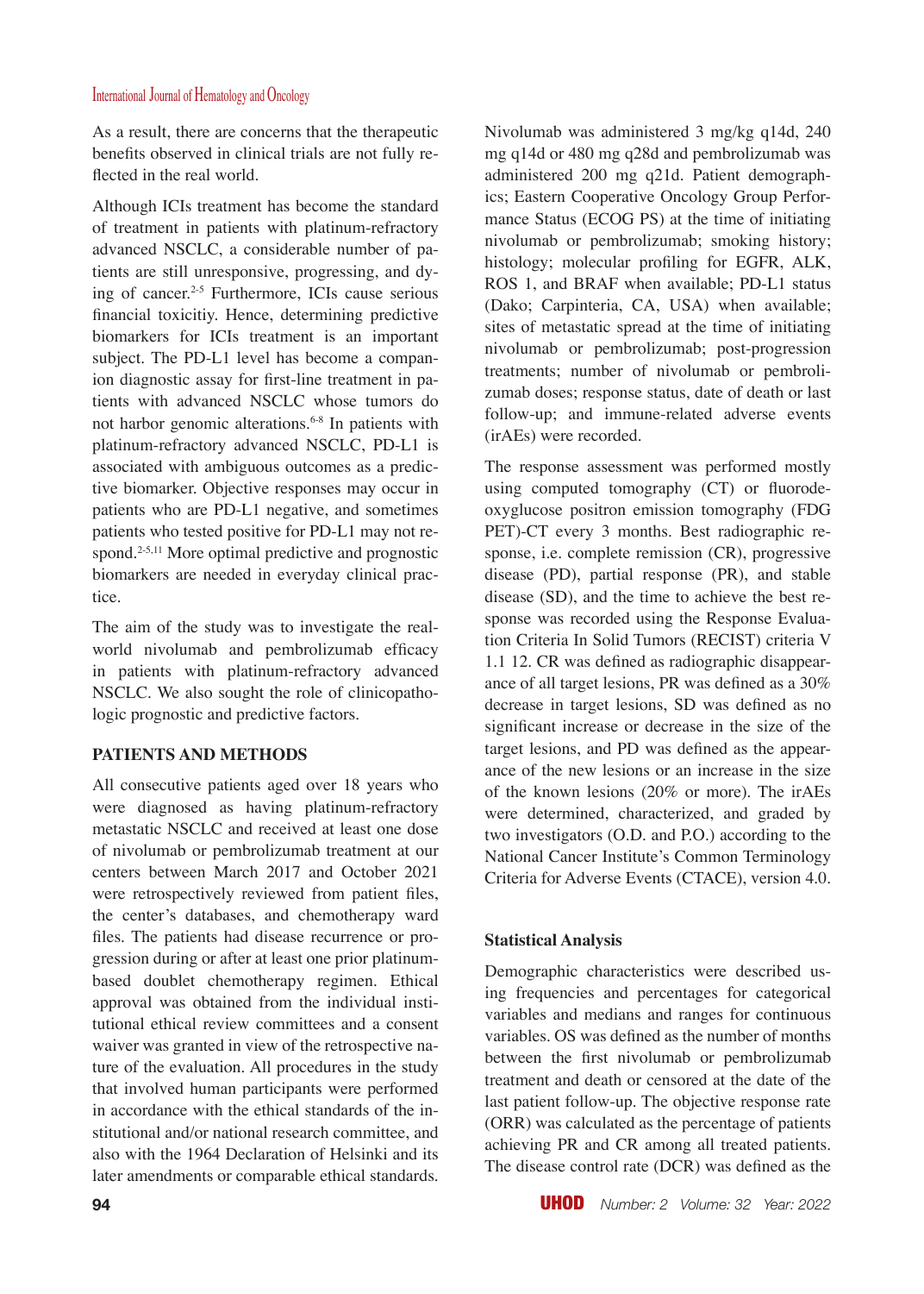As a result, there are concerns that the therapeutic benefits observed in clinical trials are not fully reflected in the real world.

Although ICIs treatment has become the standard of treatment in patients with platinum-refractory advanced NSCLC, a considerable number of patients are still unresponsive, progressing, and dying of cancer.[2-5] Furthermore, ICIs cause serious financial toxicitiy. Hence, determining predictive biomarkers for ICIs treatment is an important subject. The PD-L1 level has become a companion diagnostic assay for first-line treatment in patients with advanced NSCLC whose tumors do not harbor genomic alterations.[6-8] In patients with platinum-refractory advanced NSCLC, PD-L1 is associated with ambiguous outcomes as a predictive biomarker. Objective responses may occur in patients who are PD-L1 negative, and sometimes patients who tested positive for PD-L1 may not respond.[2-5,11] More optimal predictive and prognostic biomarkers are needed in everyday clinical practice.

The aim of the study was to investigate the real-world nivolumab and pembrolizumab efficacy in patients with platinum-refractory advanced NSCLC. We also sought the role of clinicopathologic prognostic and predictive factors.

## PATIENTS AND METHODS

All consecutive patients aged over 18 years who were diagnosed as having platinum-refractory metastatic NSCLC and received at least one dose of nivolumab or pembrolizumab treatment at our centers between March 2017 and October 2021 were retrospectively reviewed from patient files, the center's databases, and chemotherapy ward files. The patients had disease recurrence or progression during or after at least one prior platinum-based doublet chemotherapy regimen. Ethical approval was obtained from the individual institutional ethical review committees and a consent waiver was granted in view of the retrospective nature of the evaluation. All procedures in the study that involved human participants were performed in accordance with the ethical standards of the institutional and/or national research committee, and also with the 1964 Declaration of Helsinki and its later amendments or comparable ethical standards.

Nivolumab was administered 3 mg/kg q14d, 240 mg q14d or 480 mg q28d and pembrolizumab was administered 200 mg q21d. Patient demographics; Eastern Cooperative Oncology Group Performance Status (ECOG PS) at the time of initiating nivolumab or pembrolizumab; smoking history; histology; molecular profiling for EGFR, ALK, ROS 1, and BRAF when available; PD-L1 status (Dako; Carpinteria, CA, USA) when available; sites of metastatic spread at the time of initiating nivolumab or pembrolizumab; post-progression treatments; number of nivolumab or pembrolizumab doses; response status, date of death or last follow-up; and immune-related adverse events (irAEs) were recorded.

The response assessment was performed mostly using computed tomography (CT) or fluorodeoxyglucose positron emission tomography (FDG PET)-CT every 3 months. Best radiographic response, i.e. complete remission (CR), progressive disease (PD), partial response (PR), and stable disease (SD), and the time to achieve the best response was recorded using the Response Evaluation Criteria In Solid Tumors (RECIST) criteria V 1.1 12. CR was defined as radiographic disappearance of all target lesions, PR was defined as a 30% decrease in target lesions, SD was defined as no significant increase or decrease in the size of the target lesions, and PD was defined as the appearance of the new lesions or an increase in the size of the known lesions (20% or more). The irAEs were determined, characterized, and graded by two investigators (O.D. and P.O.) according to the National Cancer Institute's Common Terminology Criteria for Adverse Events (CTACE), version 4.0.

### Statistical Analysis

Demographic characteristics were described using frequencies and percentages for categorical variables and medians and ranges for continuous variables. OS was defined as the number of months between the first nivolumab or pembrolizumab treatment and death or censored at the date of the last patient follow-up. The objective response rate (ORR) was calculated as the percentage of patients achieving PR and CR among all treated patients. The disease control rate (DCR) was defined as the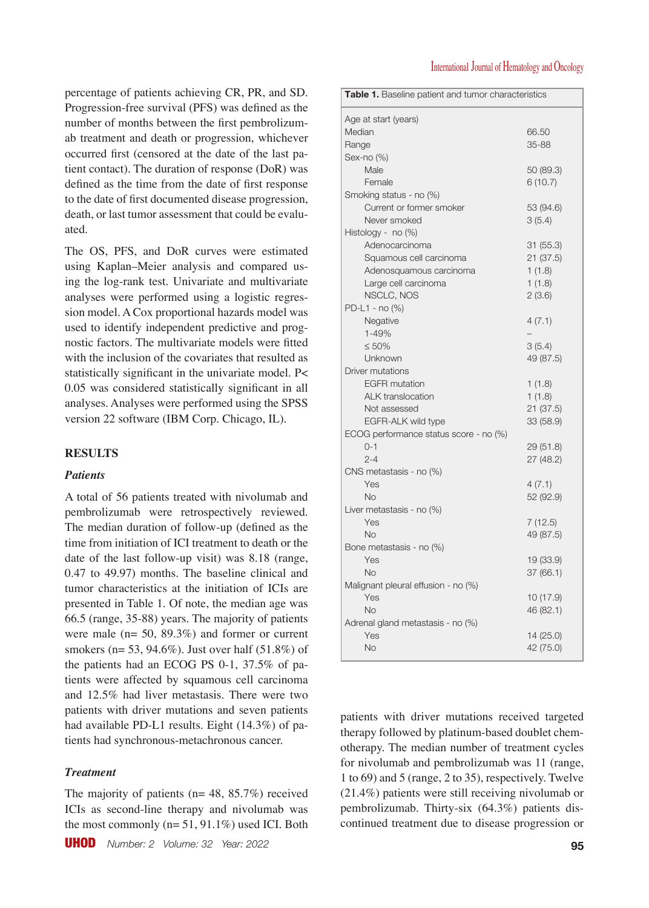percentage of patients achieving CR, PR, and SD. Progression-free survival (PFS) was defined as the number of months between the first pembrolizumab treatment and death or progression, whichever occurred first (censored at the date of the last patient contact). The duration of response (DoR) was defined as the time from the date of first response to the date of first documented disease progression, death, or last tumor assessment that could be evaluated.

The OS, PFS, and DoR curves were estimated using Kaplan–Meier analysis and compared using the log-rank test. Univariate and multivariate analyses were performed using a logistic regression model. A Cox proportional hazards model was used to identify independent predictive and prognostic factors. The multivariate models were fitted with the inclusion of the covariates that resulted as statistically significant in the univariate model. $P < 0.05$ was considered statistically significant in all analyses. Analyses were performed using the SPSS version 22 software (IBM Corp. Chicago, IL).

## RESULTS

### *Patients*

A total of 56 patients treated with nivolumab and pembrolizumab were retrospectively reviewed. The median duration of follow-up (defined as the time from initiation of ICI treatment to death or the date of the last follow-up visit) was 8.18 (range, 0.47 to 49.97) months. The baseline clinical and tumor characteristics at the initiation of ICIs are presented in Table 1. Of note, the median age was 66.5 (range, 35-88) years. The majority of patients were male (n= 50, 89.3%) and former or current smokers (n= 53, 94.6%). Just over half (51.8%) of the patients had an ECOG PS 0-1, 37.5% of patients were affected by squamous cell carcinoma and 12.5% had liver metastasis. There were two patients with driver mutations and seven patients had available PD-L1 results. Eight (14.3%) of patients had synchronous-metachronous cancer.

**Table 1.** Baseline patient and tumor characteristics

| | |
|---|---|
| Age at start (years) | |
| Median | 66.50 |
| Range | 35-88 |
| Sex-no (%) | |
| Male | 50 (89.3) |
| Female | 6 (10.7) |
| Smoking status - no (%) | |
| Current or former smoker | 53 (94.6) |
| Never smoked | 3 (5.4) |
| Histology - no (%) | |
| Adenocarcinoma | 31 (55.3) |
| Squamous cell carcinoma | 21 (37.5) |
| Adenosquamous carcinoma | 1 (1.8) |
| Large cell carcinoma | 1 (1.8) |
| NSCLC, NOS | 2 (3.6) |
| PD-L1 - no (%) | |
| Negative | 4 (7.1) |
| 1-49% | – |
| ≤ 50% | 3 (5.4) |
| Unknown | 49 (87.5) |
| Driver mutations | |
| EGFR mutation | 1 (1.8) |
| ALK translocation | 1 (1.8) |
| Not assessed | 21 (37.5) |
| EGFR-ALK wild type | 33 (58.9) |
| ECOG performance status score - no (%) | |
| 0-1 | 29 (51.8) |
| 2-4 | 27 (48.2) |
| CNS metastasis - no (%) | |
| Yes | 4 (7.1) |
| No | 52 (92.9) |
| Liver metastasis - no (%) | |
| Yes | 7 (12.5) |
| No | 49 (87.5) |
| Bone metastasis - no (%) | |
| Yes | 19 (33.9) |
| No | 37 (66.1) |
| Malignant pleural effusion - no (%) | |
| Yes | 10 (17.9) |
| No | 46 (82.1) |
| Adrenal gland metastasis - no (%) | |
| Yes | 14 (25.0) |
| No | 42 (75.0) |

### *Treatment*

The majority of patients (n= 48, 85.7%) received ICIs as second-line therapy and nivolumab was the most commonly (n= 51, 91.1%) used ICI. Both patients with driver mutations received targeted therapy followed by platinum-based doublet chemotherapy. The median number of treatment cycles for nivolumab and pembrolizumab was 11 (range, 1 to 69) and 5 (range, 2 to 35), respectively. Twelve (21.4%) patients were still receiving nivolumab or pembrolizumab. Thirty-six (64.3%) patients discontinued treatment due to disease progression or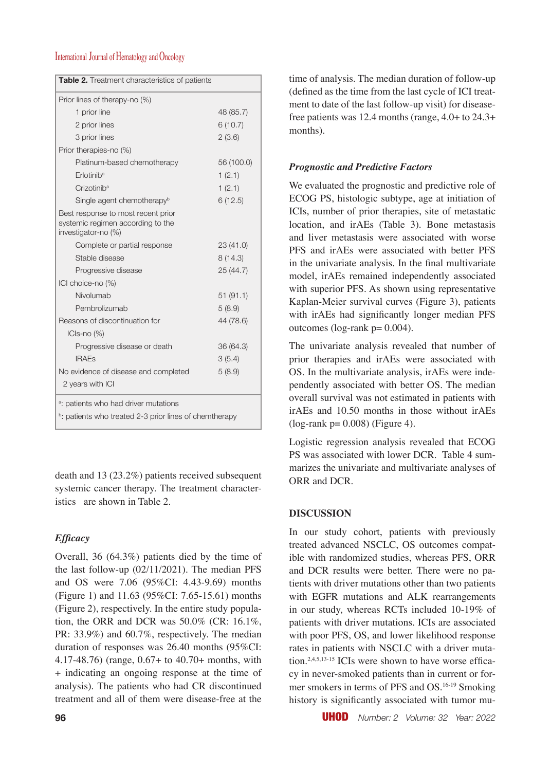**Table 2.** Treatment characteristics of patients

| | |
|---|---|
| Prior lines of therapy-no (%) | |
| 1 prior line | 48 (85.7) |
| 2 prior lines | 6 (10.7) |
| 3 prior lines | 2 (3.6) |
| Prior therapies-no (%) | |
| Platinum-based chemotherapy | 56 (100.0) |
| Erlotinib[a] | 1 (2.1) |
| Crizotinib[a] | 1 (2.1) |
| Single agent chemotherapy[b] | 6 (12.5) |
| Best response to most recent prior systemic regimen according to the investigator-no (%) | |
| Complete or partial response | 23 (41.0) |
| Stable disease | 8 (14.3) |
| Progressive disease | 25 (44.7) |
| ICI choice-no (%) | |
| Nivolumab | 51 (91.1) |
| Pembrolizumab | 5 (8.9) |
| Reasons of discontinuation for ICIs-no (%) | 44 (78.6) |
| Progressive disease or death | 36 (64.3) |
| IRAEs | 3 (5.4) |
| No evidence of disease and completed 2 years with ICI | 5 (8.9) |

[a]: patients who had driver mutations
[b]: patients who treated 2-3 prior lines of chemtherapy

death and 13 (23.2%) patients received subsequent systemic cancer therapy. The treatment characteristics are shown in Table 2.

### *Efficacy*

Overall, 36 (64.3%) patients died by the time of the last follow-up (02/11/2021). The median PFS and OS were 7.06 (95%CI: 4.43-9.69) months (Figure 1) and 11.63 (95%CI: 7.65-15.61) months (Figure 2), respectively. In the entire study population, the ORR and DCR was 50.0% (CR: 16.1%, PR: 33.9%) and 60.7%, respectively. The median duration of responses was 26.40 months (95%CI: 4.17-48.76) (range, 0.67+ to 40.70+ months, with + indicating an ongoing response at the time of analysis). The patients who had CR discontinued treatment and all of them were disease-free at the time of analysis. The median duration of follow-up (defined as the time from the last cycle of ICI treatment to date of the last follow-up visit) for disease-free patients was 12.4 months (range, 4.0+ to 24.3+ months).

### *Prognostic and Predictive Factors*

We evaluated the prognostic and predictive role of ECOG PS, histologic subtype, age at initiation of ICIs, number of prior therapies, site of metastatic location, and irAEs (Table 3). Bone metastasis and liver metastasis were associated with worse PFS and irAEs were associated with better PFS in the univariate analysis. In the final multivariate model, irAEs remained independently associated with superior PFS. As shown using representative Kaplan-Meier survival curves (Figure 3), patients with irAEs had significantly longer median PFS outcomes (log-rank p= 0.004).

The univariate analysis revealed that number of prior therapies and irAEs were associated with OS. In the multivariate analysis, irAEs were independently associated with better OS. The median overall survival was not estimated in patients with irAEs and 10.50 months in those without irAEs (log-rank p= 0.008) (Figure 4).

Logistic regression analysis revealed that ECOG PS was associated with lower DCR. Table 4 summarizes the univariate and multivariate analyses of ORR and DCR.

## DISCUSSION

In our study cohort, patients with previously treated advanced NSCLC, OS outcomes compatible with randomized studies, whereas PFS, ORR and DCR results were better. There were no patients with driver mutations other than two patients with EGFR mutations and ALK rearrangements in our study, whereas RCTs included 10-19% of patients with driver mutations. ICIs are associated with poor PFS, OS, and lower likelihood response rates in patients with NSCLC with a driver mutation.[2,4,5,13-15] ICIs were shown to have worse efficacy in never-smoked patients than in current or former smokers in terms of PFS and OS.[16-19] Smoking history is significantly associated with tumor mu-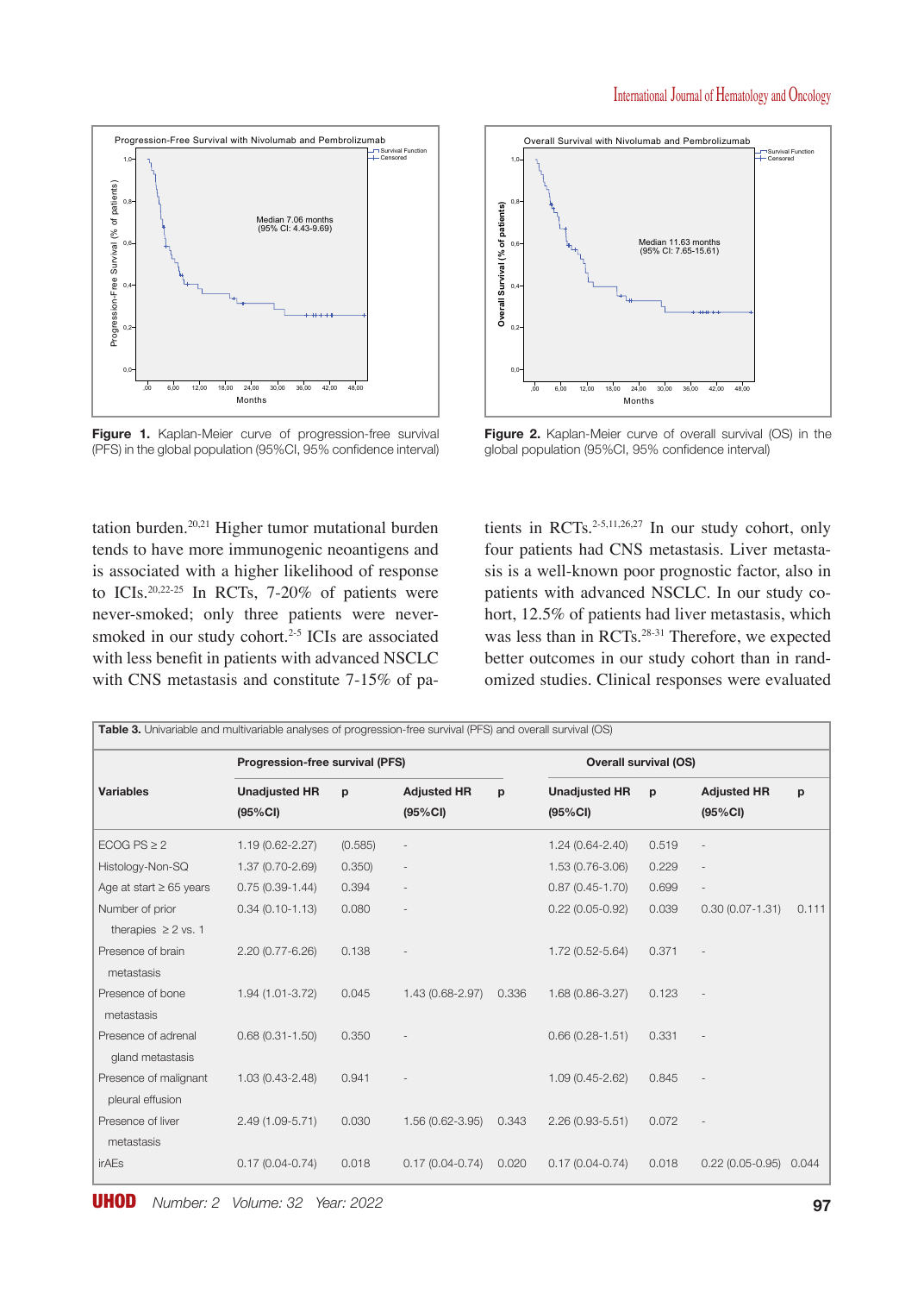Figure 1. Kaplan-Meier curve of progression-free survival (PFS) in the global population (95%CI, 95% confidence interval)

Figure 2. Kaplan-Meier curve of overall survival (OS) in the global population (95%CI, 95% confidence interval)

tation burden.[20,21] Higher tumor mutational burden tends to have more immunogenic neoantigens and is associated with a higher likelihood of response to ICIs.[20,22-25] In RCTs, 7-20% of patients were never-smoked; only three patients were never-smoked in our study cohort.[2-5] ICIs are associated with less benefit in patients with advanced NSCLC with CNS metastasis and constitute 7-15% of patients in RCTs.[2-5,11,26,27] In our study cohort, only four patients had CNS metastasis. Liver metastasis is a well-known poor prognostic factor, also in patients with advanced NSCLC. In our study cohort, 12.5% of patients had liver metastasis, which was less than in RCTs.[28-31] Therefore, we expected better outcomes in our study cohort than in randomized studies. Clinical responses were evaluated

**Table 3.** Univariable and multivariable analyses of progression-free survival (PFS) and overall survival (OS)

| Variables | Progression-free survival (PFS) | | | | Overall survival (OS) | | | |
|---|---|---|---|---|---|---|---|---|
| | Unadjusted HR (95%CI) | p | Adjusted HR (95%CI) | p | Unadjusted HR (95%CI) | p | Adjusted HR (95%CI) | p |
| ECOG PS ≥ 2 | 1.19 (0.62-2.27) | (0.585) | - | | 1.24 (0.64-2.40) | 0.519 | - | |
| Histology-Non-SQ | 1.37 (0.70-2.69) | 0.350) | - | | 1.53 (0.76-3.06) | 0.229 | - | |
| Age at start ≥ 65 years | 0.75 (0.39-1.44) | 0.394 | - | | 0.87 (0.45-1.70) | 0.699 | - | |
| Number of prior therapies ≥ 2 vs. 1 | 0.34 (0.10-1.13) | 0.080 | - | | 0.22 (0.05-0.92) | 0.039 | 0.30 (0.07-1.31) | 0.111 |
| Presence of brain metastasis | 2.20 (0.77-6.26) | 0.138 | - | | 1.72 (0.52-5.64) | 0.371 | - | |
| Presence of bone metastasis | 1.94 (1.01-3.72) | 0.045 | 1.43 (0.68-2.97) | 0.336 | 1.68 (0.86-3.27) | 0.123 | - | |
| Presence of adrenal gland metastasis | 0.68 (0.31-1.50) | 0.350 | - | | 0.66 (0.28-1.51) | 0.331 | - | |
| Presence of malignant pleural effusion | 1.03 (0.43-2.48) | 0.941 | - | | 1.09 (0.45-2.62) | 0.845 | - | |
| Presence of liver metastasis | 2.49 (1.09-5.71) | 0.030 | 1.56 (0.62-3.95) | 0.343 | 2.26 (0.93-5.51) | 0.072 | - | |
| irAEs | 0.17 (0.04-0.74) | 0.018 | 0.17 (0.04-0.74) | 0.020 | 0.17 (0.04-0.74) | 0.018 | 0.22 (0.05-0.95) | 0.044 |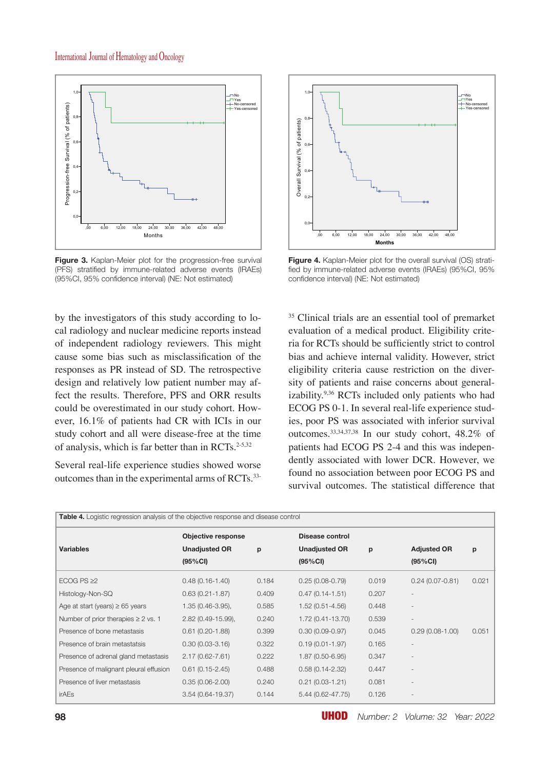Figure 3. Kaplan-Meier plot for the progression-free survival (PFS) stratified by immune-related adverse events (IRAEs) (95%CI, 95% confidence interval) (NE: Not estimated)

Figure 4. Kaplan-Meier plot for the overall survival (OS) stratified by immune-related adverse events (IRAEs) (95%CI, 95% confidence interval) (NE: Not estimated)

by the investigators of this study according to local radiology and nuclear medicine reports instead of independent radiology reviewers. This might cause some bias such as misclassification of the responses as PR instead of SD. The retrospective design and relatively low patient number may affect the results. Therefore, PFS and ORR results could be overestimated in our study cohort. However, 16.1% of patients had CR with ICIs in our study cohort and all were disease-free at the time of analysis, which is far better than in RCTs.[2-5,32]

Several real-life experience studies showed worse outcomes than in the experimental arms of RCTs.[33-35] Clinical trials are an essential tool of premarket evaluation of a medical product. Eligibility criteria for RCTs should be sufficiently strict to control bias and achieve internal validity. However, strict eligibility criteria cause restriction on the diversity of patients and raise concerns about generalizability.[9,36] RCTs included only patients who had ECOG PS 0-1. In several real-life experience studies, poor PS was associated with inferior survival outcomes.[33,34,37,38] In our study cohort, 48.2% of patients had ECOG PS 2-4 and this was independently associated with lower DCR. However, we found no association between poor ECOG PS and survival outcomes. The statistical difference that

**Table 4.** Logistic regression analysis of the objective response and disease control

| Variables | Objective response Unadjusted OR (95%CI) | p | Disease control Unadjusted OR (95%CI) | p | Adjusted OR (95%CI) | p |
|---|---|---|---|---|---|---|
| ECOG PS ≥2 | 0.48 (0.16-1.40) | 0.184 | 0.25 (0.08-0.79) | 0.019 | 0.24 (0.07-0.81) | 0.021 |
| Histology-Non-SQ | 0.63 (0.21-1.87) | 0.409 | 0.47 (0.14-1.51) | 0.207 | - | |
| Age at start (years) ≥ 65 years | 1.35 (0.46-3.95), | 0.585 | 1.52 (0.51-4.56) | 0.448 | - | |
| Number of prior therapies ≥ 2 vs. 1 | 2.82 (0.49-15.99), | 0.240 | 1.72 (0.41-13.70) | 0.539 | - | |
| Presence of bone metastasis | 0.61 (0.20-1.88) | 0.399 | 0.30 (0.09-0.97) | 0.045 | 0.29 (0.08-1.00) | 0.051 |
| Presence of brain metastatsis | 0.30 (0.03-3.16) | 0.322 | 0.19 (0.01-1.97) | 0.165 | - | |
| Presence of adrenal gland metastasis | 2.17 (0.62-7.61) | 0.222 | 1.87 (0.50-6.95) | 0.347 | - | |
| Presence of malignant pleural effusion | 0.61 (0.15-2.45) | 0.488 | 0.58 (0.14-2.32) | 0.447 | - | |
| Presence of liver metastasis | 0.35 (0.06-2.00) | 0.240 | 0.21 (0.03-1.21) | 0.081 | - | |
| irAEs | 3.54 (0.64-19.37) | 0.144 | 5.44 (0.62-47.75) | 0.126 | - | |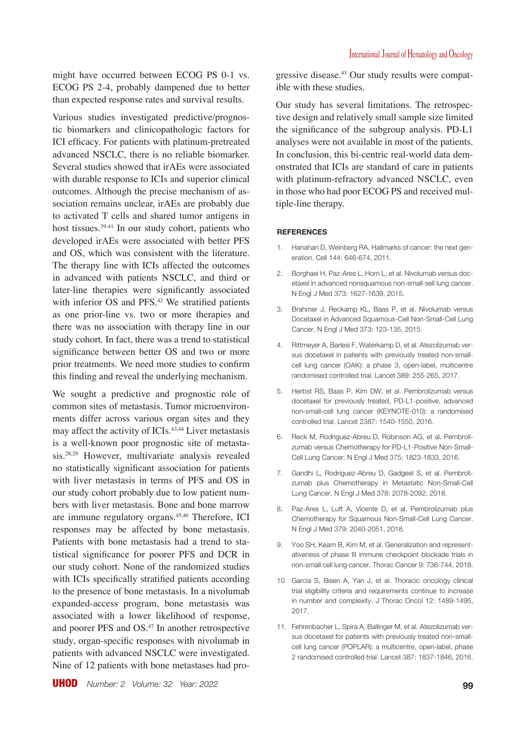might have occurred between ECOG PS 0-1 vs. ECOG PS 2-4, probably dampened due to better than expected response rates and survival results.

Various studies investigated predictive/prognostic biomarkers and clinicopathologic factors for ICI efficacy. For patients with platinum-pretreated advanced NSCLC, there is no reliable biomarker. Several studies showed that irAEs were associated with durable response to ICIs and superior clinical outcomes. Although the precise mechanism of association remains unclear, irAEs are probably due to activated T cells and shared tumor antigens in host tissues.[39-41] In our study cohort, patients who developed irAEs were associated with better PFS and OS, which was consistent with the literature. The therapy line with ICIs affected the outcomes in advanced with patients NSCLC, and third or later-line therapies were significantly associated with inferior OS and PFS.[42] We stratified patients as one prior-line vs. two or more therapies and there was no association with therapy line in our study cohort. In fact, there was a trend to statistical significance between better OS and two or more prior treatments. We need more studies to confirm this finding and reveal the underlying mechanism.

We sought a predictive and prognostic role of common sites of metastasis. Tumor microenvironments differ across various organ sites and they may affect the activity of ICIs.[43,44] Liver metastasis is a well-known poor prognostic site of metastasis.[28,29] However, multivariate analysis revealed no statistically significant association for patients with liver metastasis in terms of PFS and OS in our study cohort probably due to low patient numbers with liver metastasis. Bone and bone marrow are immune regulatory organs.[45,46] Therefore, ICI responses may be affected by bone metastasis. Patients with bone metastasis had a trend to statistical significance for poorer PFS and DCR in our study cohort. None of the randomized studies with ICIs specifically stratified patients according to the presence of bone metastasis. In a nivolumab expanded-access program, bone metastasis was associated with a lower likelihood of response, and poorer PFS and OS.[47] In another retrospective study, organ-specific responses with nivolumab in patients with advanced NSCLC were investigated. Nine of 12 patients with bone metastases had progressive disease.[43] Our study results were compatible with these studies.

Our study has several limitations. The retrospective design and relatively small sample size limited the significance of the subgroup analysis. PD-L1 analyses were not available in most of the patients. In conclusion, this bi-centric real-world data demonstrated that ICIs are standard of care in patients with platinum-refractory advanced NSCLC, even in those who had poor ECOG PS and received multiple-line therapy.

## REFERENCES

1. Hanahan D, Weinberg RA. Hallmarks of cancer: the next generation. Cell 144: 646-674, 2011.
2. Borghaei H, Paz-Ares L, Horn L, et al. Nivolumab versus docetaxel in advanced nonsquamous non-small-sell lung cancer. N Engl J Med 373: 1627-1639, 2015.
3. Brahmer J, Reckamp KL, Baas P, et al. Nivolumab versus Docetaxel in Advanced Squamous-Cell Non-Small-Cell Lung Cancer. N Engl J Med 373: 123-135, 2015.
4. Rittmeyer A, Barlesi F, Waterkamp D, et al. Atezolizumab versus docetaxel in patients with previously treated non-small-cell lung cancer (OAK): a phase 3, open-label, multicentre randomised controlled trial. Lancet 389: 255-265, 2017.
5. Herbst RS, Baas P, Kim DW, et al. Pembrolizumab versus docetaxel for previously treated, PD-L1-positive, advanced non-small-cell lung cancer (KEYNOTE-010): a randomised controlled trial. Lancet 2387: 1540-1550, 2016.
6. Reck M, Rodriguez-Abreu D, Robinson AG, et al. Pembrolizumab versus Chemotherapy for PD-L1-Positive Non-Small-Cell Lung Cancer. N Engl J Med 375: 1823-1833, 2016.
7. Gandhi L, Rodriguez-Abreu D, Gadgeel S, et al. Pembrolizumab plus Chemotherapy in Metastatic Non-Small-Cell Lung Cancer. N Engl J Med 378: 2078-2092, 2018.
8. Paz-Ares L, Luft A, Vicente D, et al. Pembrolizumab plus Chemotherapy for Squamous Non-Small-Cell Lung Cancer. N Engl J Med 379: 2040-2051, 2018.
9. Yoo SH, Keam B, Kim M, et al. Generalization and representativeness of phase III immune checkpoint blockade trials in non-small cell lung cancer. Thorac Cancer 9: 736-744, 2018.
10. Garcia S, Bisen A, Yan J, et al. Thoracic oncology clinical trial eligibility criteria and requirements continue to increase in number and complexity. J Thorac Oncol 12: 1489-1495, 2017.
11. Fehrenbacher L, Spira A, Ballinger M, et al. Atezolizumab versus docetaxel for patients with previously treated non-small-cell lung cancer (POPLAR): a multicentre, open-label, phase 2 randomised controlled trial. Lancet 387: 1837-1846, 2016.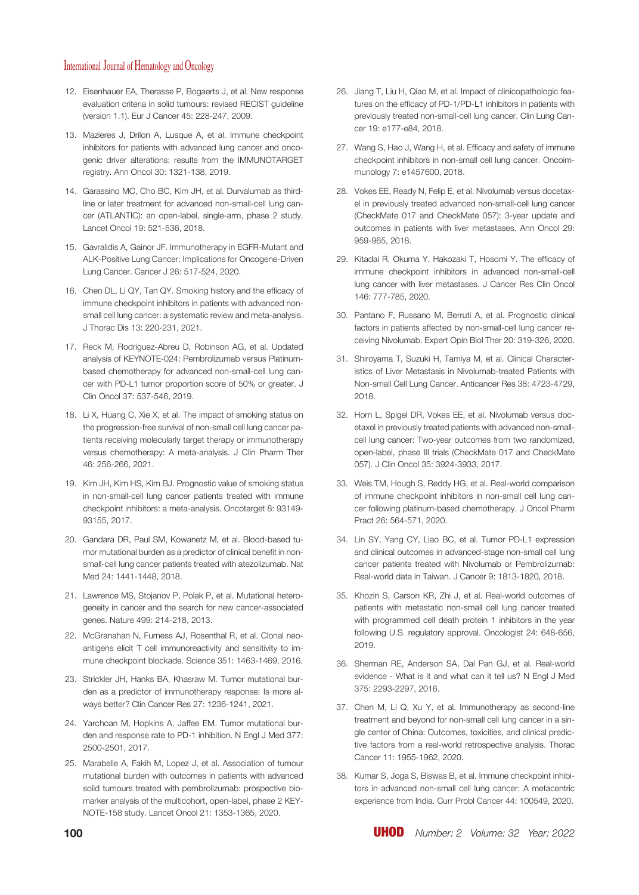12. Eisenhauer EA, Therasse P, Bogaerts J, et al. New response evaluation criteria in solid tumours: revised RECIST guideline (version 1.1). Eur J Cancer 45: 228-247, 2009.

13. Mazieres J, Drilon A, Lusque A, et al. Immune checkpoint inhibitors for patients with advanced lung cancer and oncogenic driver alterations: results from the IMMUNOTARGET registry. Ann Oncol 30: 1321-138, 2019.

14. Garassino MC, Cho BC, Kim JH, et al. Durvalumab as third-line or later treatment for advanced non-small-cell lung cancer (ATLANTIC): an open-label, single-arm, phase 2 study. Lancet Oncol 19: 521-536, 2018.

15. Gavralidis A, Gainor JF. Immunotherapy in EGFR-Mutant and ALK-Positive Lung Cancer: Implications for Oncogene-Driven Lung Cancer. Cancer J 26: 517-524, 2020.

16. Chen DL, Li QY, Tan QY. Smoking history and the efficacy of immune checkpoint inhibitors in patients with advanced non-small cell lung cancer: a systematic review and meta-analysis. J Thorac Dis 13: 220-231, 2021.

17. Reck M, Rodriguez-Abreu D, Robinson AG, et al. Updated analysis of KEYNOTE-024: Pembrolizumab versus Platinum-based chemotherapy for advanced non-small-cell lung cancer with PD-L1 tumor proportion score of 50% or greater. J Clin Oncol 37: 537-546, 2019.

18. Li X, Huang C, Xie X, et al. The impact of smoking status on the progression-free survival of non-small cell lung cancer patients receiving molecularly target therapy or immunotherapy versus chemotherapy: A meta-analysis. J Clin Pharm Ther 46: 256-266, 2021.

19. Kim JH, Kim HS, Kim BJ. Prognostic value of smoking status in non-small-cell lung cancer patients treated with immune checkpoint inhibitors: a meta-analysis. Oncotarget 8: 93149-93155, 2017.

20. Gandara DR, Paul SM, Kowanetz M, et al. Blood-based tumor mutational burden as a predictor of clinical benefit in non-small-cell lung cancer patients treated with atezolizumab. Nat Med 24: 1441-1448, 2018.

21. Lawrence MS, Stojanov P, Polak P, et al. Mutational heterogeneity in cancer and the search for new cancer-associated genes. Nature 499: 214-218, 2013.

22. McGranahan N, Furness AJ, Rosenthal R, et al. Clonal neoantigens elicit T cell immunoreactivity and sensitivity to immune checkpoint blockade. Science 351: 1463-1469, 2016.

23. Strickler JH, Hanks BA, Khasraw M. Tumor mutational burden as a predictor of immunotherapy response: Is more always better? Clin Cancer Res 27: 1236-1241, 2021.

24. Yarchoan M, Hopkins A, Jaffee EM. Tumor mutational burden and response rate to PD-1 inhibition. N Engl J Med 377: 2500-2501, 2017.

25. Marabelle A, Fakih M, Lopez J, et al. Association of tumour mutational burden with outcomes in patients with advanced solid tumours treated with pembrolizumab: prospective biomarker analysis of the multicohort, open-label, phase 2 KEYNOTE-158 study. Lancet Oncol 21: 1353-1365, 2020.

26. Jiang T, Liu H, Qiao M, et al. Impact of clinicopathologic features on the efficacy of PD-1/PD-L1 inhibitors in patients with previously treated non-small-cell lung cancer. Clin Lung Cancer 19: e177-e84, 2018.

27. Wang S, Hao J, Wang H, et al. Efficacy and safety of immune checkpoint inhibitors in non-small cell lung cancer. Oncoimmunology 7: e1457600, 2018.

28. Vokes EE, Ready N, Felip E, et al. Nivolumab versus docetaxel in previously treated advanced non-small-cell lung cancer (CheckMate 017 and CheckMate 057): 3-year update and outcomes in patients with liver metastases. Ann Oncol 29: 959-965, 2018.

29. Kitadai R, Okuma Y, Hakozaki T, Hosomi Y. The efficacy of immune checkpoint inhibitors in advanced non-small-cell lung cancer with liver metastases. J Cancer Res Clin Oncol 146: 777-785, 2020.

30. Pantano F, Russano M, Berruti A, et al. Prognostic clinical factors in patients affected by non-small-cell lung cancer receiving Nivolumab. Expert Opin Biol Ther 20: 319-326, 2020.

31. Shiroyama T, Suzuki H, Tamiya M, et al. Clinical Characteristics of Liver Metastasis in Nivolumab-treated Patients with Non-small Cell Lung Cancer. Anticancer Res 38: 4723-4729, 2018.

32. Horn L, Spigel DR, Vokes EE, et al. Nivolumab versus docetaxel in previously treated patients with advanced non-small-cell lung cancer: Two-year outcomes from two randomized, open-label, phase III trials (CheckMate 017 and CheckMate 057). J Clin Oncol 35: 3924-3933, 2017.

33. Weis TM, Hough S, Reddy HG, et al. Real-world comparison of immune checkpoint inhibitors in non-small cell lung cancer following platinum-based chemotherapy. J Oncol Pharm Pract 26: 564-571, 2020.

34. Lin SY, Yang CY, Liao BC, et al. Tumor PD-L1 expression and clinical outcomes in advanced-stage non-small cell lung cancer patients treated with Nivolumab or Pembrolizumab: Real-world data in Taiwan. J Cancer 9: 1813-1820, 2018.

35. Khozin S, Carson KR, Zhi J, et al. Real-world outcomes of patients with metastatic non-small cell lung cancer treated with programmed cell death protein 1 inhibitors in the year following U.S. regulatory approval. Oncologist 24: 648-656, 2019.

36. Sherman RE, Anderson SA, Dal Pan GJ, et al. Real-world evidence - What is it and what can it tell us? N Engl J Med 375: 2293-2297, 2016.

37. Chen M, Li Q, Xu Y, et al. Immunotherapy as second-line treatment and beyond for non-small cell lung cancer in a single center of China: Outcomes, toxicities, and clinical predictive factors from a real-world retrospective analysis. Thorac Cancer 11: 1955-1962, 2020.

38. Kumar S, Joga S, Biswas B, et al. Immune checkpoint inhibitors in advanced non-small cell lung cancer: A metacentric experience from India. Curr Probl Cancer 44: 100549, 2020.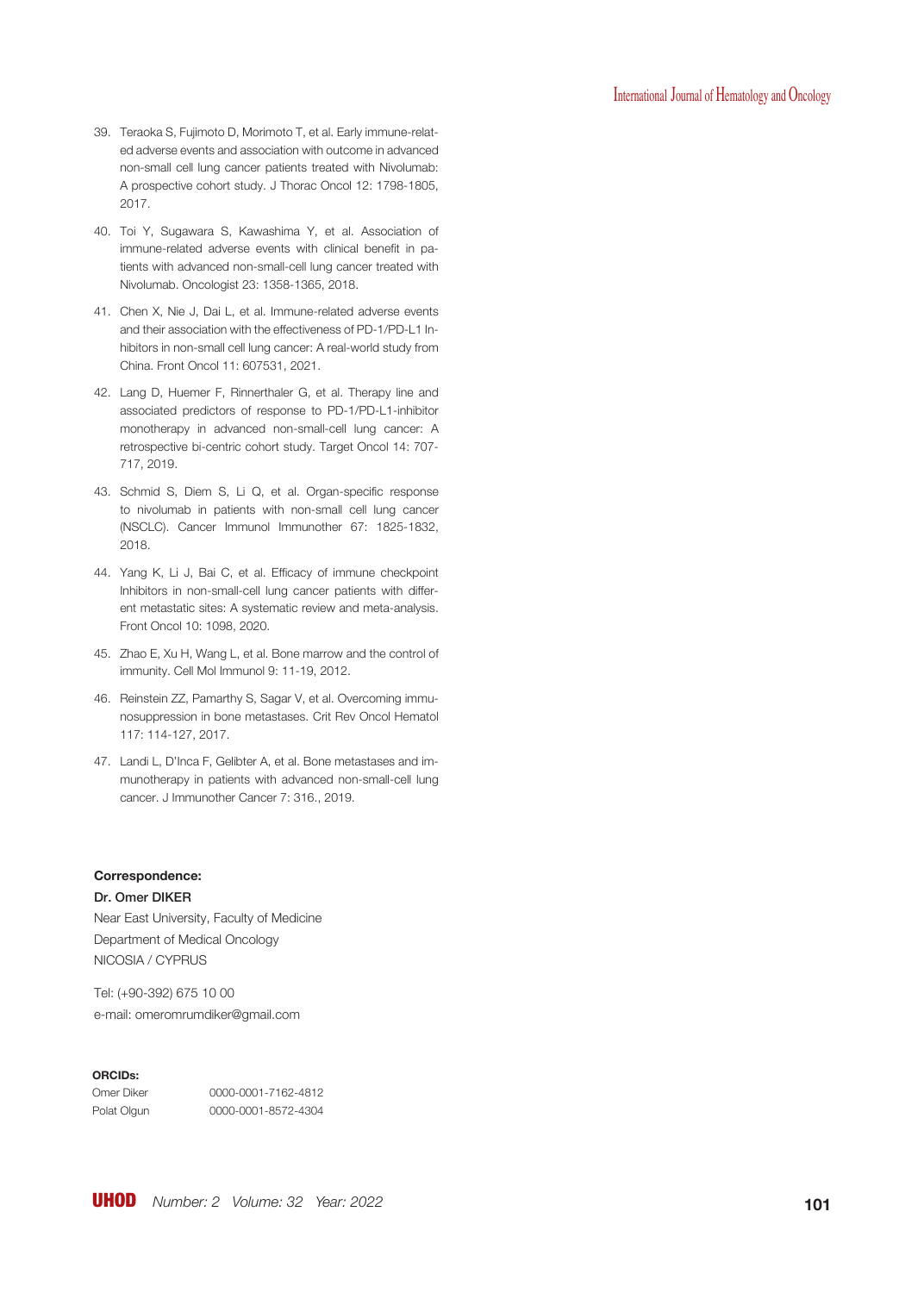39. Teraoka S, Fujimoto D, Morimoto T, et al. Early immune-related adverse events and association with outcome in advanced non-small cell lung cancer patients treated with Nivolumab: A prospective cohort study. J Thorac Oncol 12: 1798-1805, 2017.

40. Toi Y, Sugawara S, Kawashima Y, et al. Association of immune-related adverse events with clinical benefit in patients with advanced non-small-cell lung cancer treated with Nivolumab. Oncologist 23: 1358-1365, 2018.

41. Chen X, Nie J, Dai L, et al. Immune-related adverse events and their association with the effectiveness of PD-1/PD-L1 Inhibitors in non-small cell lung cancer: A real-world study from China. Front Oncol 11: 607531, 2021.

42. Lang D, Huemer F, Rinnerthaler G, et al. Therapy line and associated predictors of response to PD-1/PD-L1-inhibitor monotherapy in advanced non-small-cell lung cancer: A retrospective bi-centric cohort study. Target Oncol 14: 707-717, 2019.

43. Schmid S, Diem S, Li Q, et al. Organ-specific response to nivolumab in patients with non-small cell lung cancer (NSCLC). Cancer Immunol Immunother 67: 1825-1832, 2018.

44. Yang K, Li J, Bai C, et al. Efficacy of immune checkpoint Inhibitors in non-small-cell lung cancer patients with different metastatic sites: A systematic review and meta-analysis. Front Oncol 10: 1098, 2020.

45. Zhao E, Xu H, Wang L, et al. Bone marrow and the control of immunity. Cell Mol Immunol 9: 11-19, 2012.

46. Reinstein ZZ, Pamarthy S, Sagar V, et al. Overcoming immunosuppression in bone metastases. Crit Rev Oncol Hematol 117: 114-127, 2017.

47. Landi L, D'Inca F, Gelibter A, et al. Bone metastases and immunotherapy in patients with advanced non-small-cell lung cancer. J Immunother Cancer 7: 316., 2019.

**Correspondence:**

**Dr. Omer DIKER**
Near East University, Faculty of Medicine
Department of Medical Oncology
NICOSIA / CYPRUS

Tel: (+90-392) 675 10 00
e-mail: omeromrumdiker@gmail.com

**ORCIDs:**

| | |
|---|---|
| Omer Diker | 0000-0001-7162-4812 |
| Polat Olgun | 0000-0001-8572-4304 |